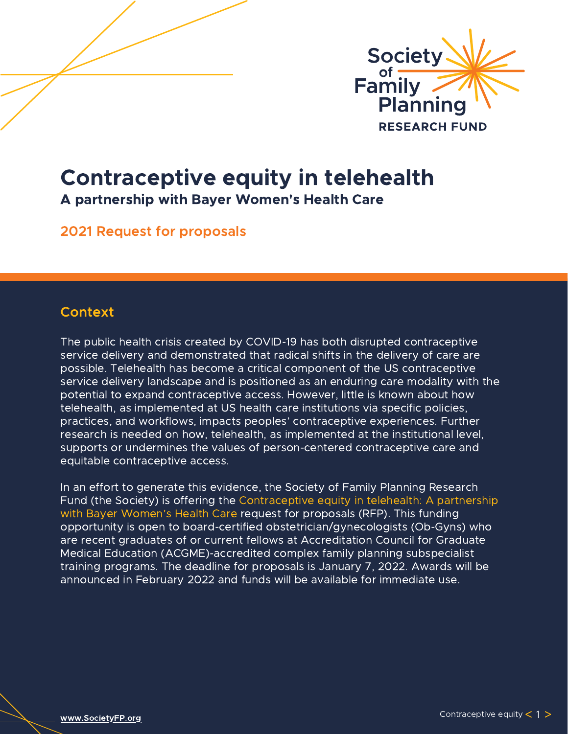Society of Family Planning RESEARCH FUND

# Contraceptive equity in telehealth

## A partnership with Bayer Women's Health Care

### 2021 Request for proposals

## Context

The public health crisis created by COVID-19 has both disrupted contraceptive service delivery and demonstrated that radical shifts in the delivery of care are possible. Telehealth has become a critical component of the US contraceptive service delivery landscape and is positioned as an enduring care modality with the potential to expand contraceptive access. However, little is known about how telehealth, as implemented at US health care institutions via specific policies, practices, and workflows, impacts peoples' contraceptive experiences. Further research is needed on how, telehealth, as implemented at the institutional level, supports or undermines the values of person-centered contraceptive care and equitable contraceptive access.

In an effort to generate this evidence, the Society of Family Planning Research Fund (the Society) is offering the Contraceptive equity in telehealth: A partnership with Bayer Women's Health Care request for proposals (RFP). This funding opportunity is open to board-certified obstetrician/gynecologists (Ob-Gyns) who are recent graduates of or current fellows at Accreditation Council for Graduate Medical Education (ACGME)-accredited complex family planning subspecialist training programs. The deadline for proposals is January 7, 2022. Awards will be announced in February 2022 and funds will be available for immediate use.

www.SocietyFP.org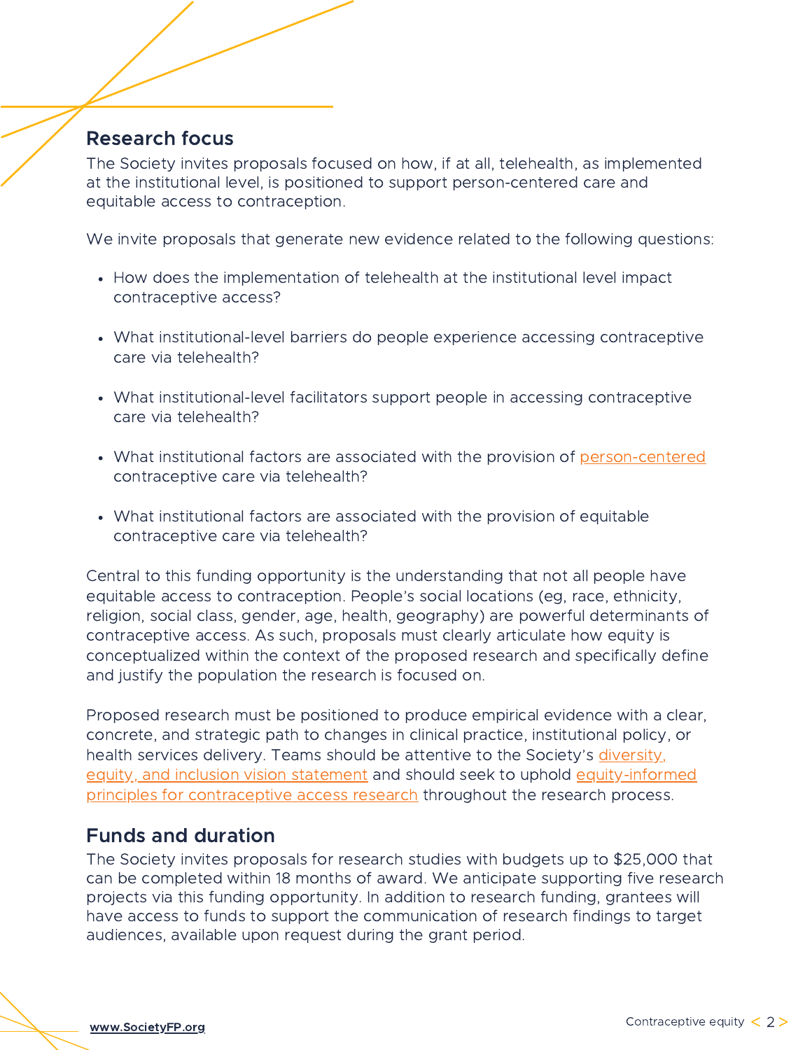## Research focus

The Society invites proposals focused on how, if at all, telehealth, as implemented at the institutional level, is positioned to support person-centered care and equitable access to contraception.

We invite proposals that generate new evidence related to the following questions:

- How does the implementation of telehealth at the institutional level impact contraceptive access?
- What institutional-level barriers do people experience accessing contraceptive care via telehealth?
- What institutional-level facilitators support people in accessing contraceptive care via telehealth?
- What institutional factors are associated with the provision of person-centered contraceptive care via telehealth?
- What institutional factors are associated with the provision of equitable contraceptive care via telehealth?

Central to this funding opportunity is the understanding that not all people have equitable access to contraception. People's social locations (eg, race, ethnicity, religion, social class, gender, age, health, geography) are powerful determinants of contraceptive access. As such, proposals must clearly articulate how equity is conceptualized within the context of the proposed research and specifically define and justify the population the research is focused on.

Proposed research must be positioned to produce empirical evidence with a clear, concrete, and strategic path to changes in clinical practice, institutional policy, or health services delivery. Teams should be attentive to the Society's diversity, equity, and inclusion vision statement and should seek to uphold equity-informed principles for contraceptive access research throughout the research process.

## Funds and duration

The Society invites proposals for research studies with budgets up to $25,000 that can be completed within 18 months of award. We anticipate supporting five research projects via this funding opportunity. In addition to research funding, grantees will have access to funds to support the communication of research findings to target audiences, available upon request during the grant period.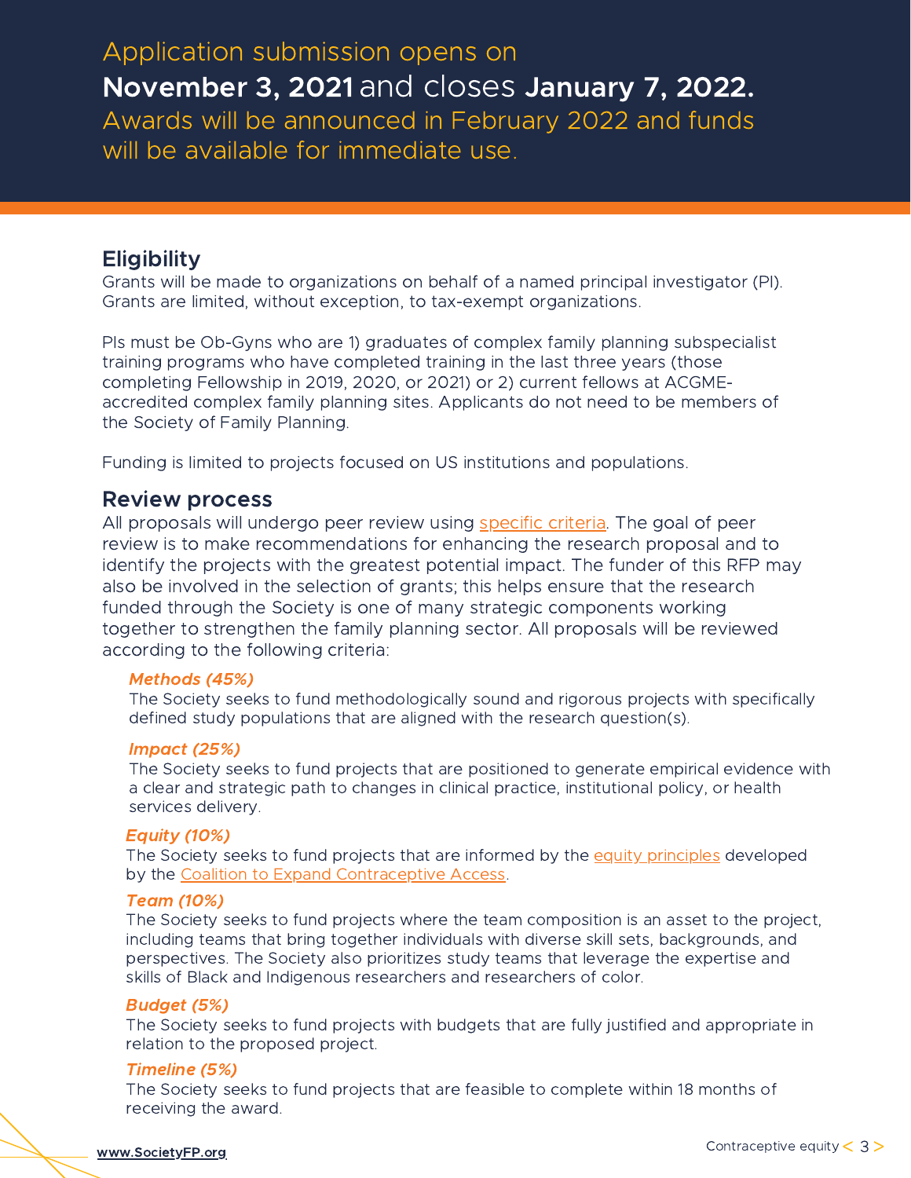Application submission opens on **November 3, 2021** and closes **January 7, 2022.** Awards will be announced in February 2022 and funds will be available for immediate use.

## Eligibility

Grants will be made to organizations on behalf of a named principal investigator (PI). Grants are limited, without exception, to tax-exempt organizations.

PIs must be Ob-Gyns who are 1) graduates of complex family planning subspecialist training programs who have completed training in the last three years (those completing Fellowship in 2019, 2020, or 2021) or 2) current fellows at ACGME-accredited complex family planning sites. Applicants do not need to be members of the Society of Family Planning.

Funding is limited to projects focused on US institutions and populations.

## Review process

All proposals will undergo peer review using specific criteria. The goal of peer review is to make recommendations for enhancing the research proposal and to identify the projects with the greatest potential impact. The funder of this RFP may also be involved in the selection of grants; this helps ensure that the research funded through the Society is one of many strategic components working together to strengthen the family planning sector. All proposals will be reviewed according to the following criteria:

***Methods (45%)***
The Society seeks to fund methodologically sound and rigorous projects with specifically defined study populations that are aligned with the research question(s).

***Impact (25%)***
The Society seeks to fund projects that are positioned to generate empirical evidence with a clear and strategic path to changes in clinical practice, institutional policy, or health services delivery.

***Equity (10%)***
The Society seeks to fund projects that are informed by the equity principles developed by the Coalition to Expand Contraceptive Access.

***Team (10%)***
The Society seeks to fund projects where the team composition is an asset to the project, including teams that bring together individuals with diverse skill sets, backgrounds, and perspectives. The Society also prioritizes study teams that leverage the expertise and skills of Black and Indigenous researchers and researchers of color.

***Budget (5%)***
The Society seeks to fund projects with budgets that are fully justified and appropriate in relation to the proposed project.

***Timeline (5%)***
The Society seeks to fund projects that are feasible to complete within 18 months of receiving the award.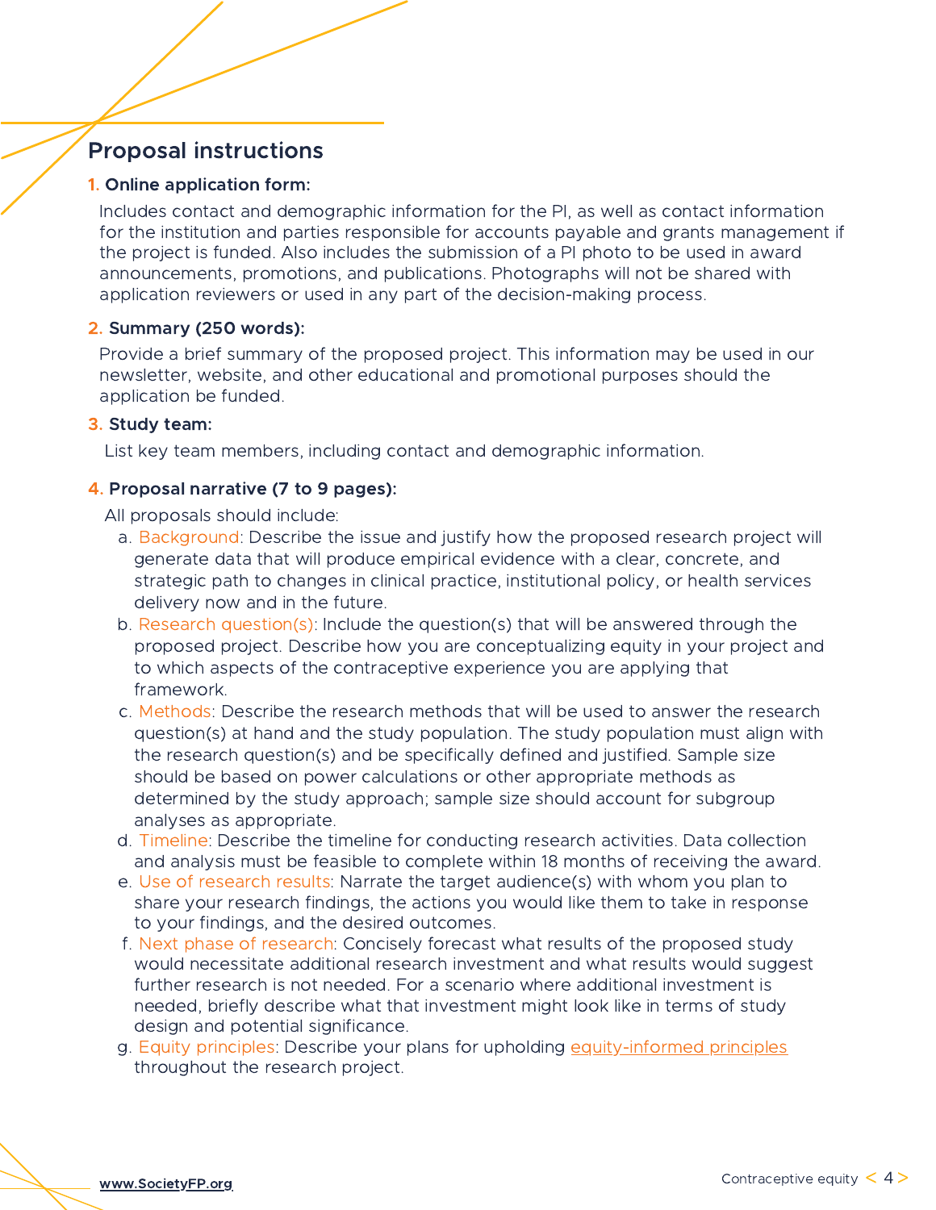## Proposal instructions

1. **Online application form:**

   Includes contact and demographic information for the PI, as well as contact information for the institution and parties responsible for accounts payable and grants management if the project is funded. Also includes the submission of a PI photo to be used in award announcements, promotions, and publications. Photographs will not be shared with application reviewers or used in any part of the decision-making process.

2. **Summary (250 words):**

   Provide a brief summary of the proposed project. This information may be used in our newsletter, website, and other educational and promotional purposes should the application be funded.

3. **Study team:**

   List key team members, including contact and demographic information.

4. **Proposal narrative (7 to 9 pages):**

   All proposals should include:

   a. Background: Describe the issue and justify how the proposed research project will generate data that will produce empirical evidence with a clear, concrete, and strategic path to changes in clinical practice, institutional policy, or health services delivery now and in the future.

   b. Research question(s): Include the question(s) that will be answered through the proposed project. Describe how you are conceptualizing equity in your project and to which aspects of the contraceptive experience you are applying that framework.

   c. Methods: Describe the research methods that will be used to answer the research question(s) at hand and the study population. The study population must align with the research question(s) and be specifically defined and justified. Sample size should be based on power calculations or other appropriate methods as determined by the study approach; sample size should account for subgroup analyses as appropriate.

   d. Timeline: Describe the timeline for conducting research activities. Data collection and analysis must be feasible to complete within 18 months of receiving the award.

   e. Use of research results: Narrate the target audience(s) with whom you plan to share your research findings, the actions you would like them to take in response to your findings, and the desired outcomes.

   f. Next phase of research: Concisely forecast what results of the proposed study would necessitate additional research investment and what results would suggest further research is not needed. For a scenario where additional investment is needed, briefly describe what that investment might look like in terms of study design and potential significance.

   g. Equity principles: Describe your plans for upholding equity-informed principles throughout the research project.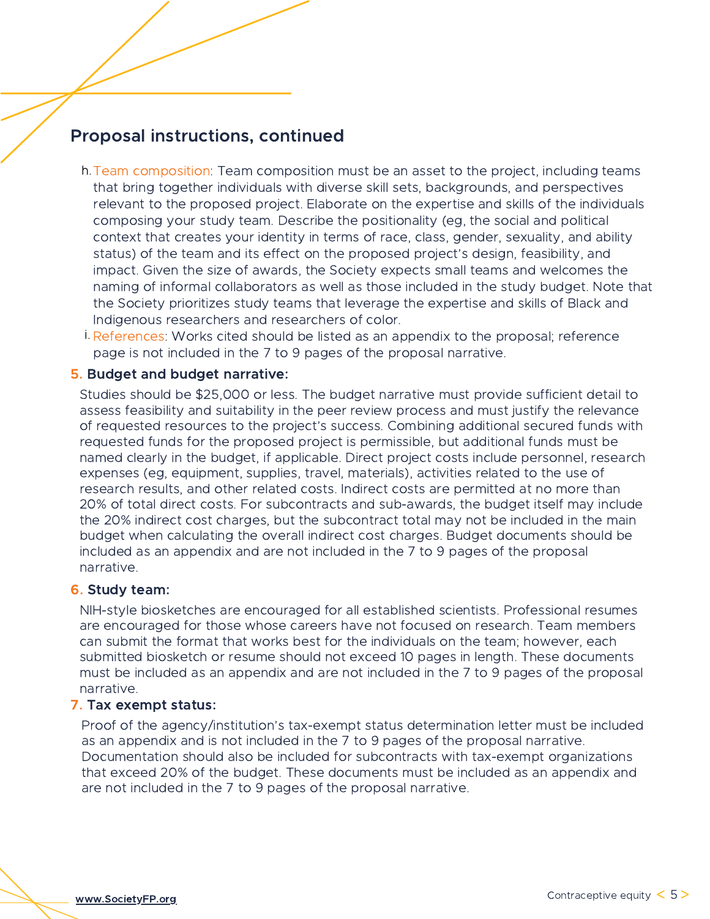## Proposal instructions, continued

h. Team composition: Team composition must be an asset to the project, including teams that bring together individuals with diverse skill sets, backgrounds, and perspectives relevant to the proposed project. Elaborate on the expertise and skills of the individuals composing your study team. Describe the positionality (eg, the social and political context that creates your identity in terms of race, class, gender, sexuality, and ability status) of the team and its effect on the proposed project's design, feasibility, and impact. Given the size of awards, the Society expects small teams and welcomes the naming of informal collaborators as well as those included in the study budget. Note that the Society prioritizes study teams that leverage the expertise and skills of Black and Indigenous researchers and researchers of color.

i. References: Works cited should be listed as an appendix to the proposal; reference page is not included in the 7 to 9 pages of the proposal narrative.

### 5. Budget and budget narrative:

Studies should be $25,000 or less. The budget narrative must provide sufficient detail to assess feasibility and suitability in the peer review process and must justify the relevance of requested resources to the project's success. Combining additional secured funds with requested funds for the proposed project is permissible, but additional funds must be named clearly in the budget, if applicable. Direct project costs include personnel, research expenses (eg, equipment, supplies, travel, materials), activities related to the use of research results, and other related costs. Indirect costs are permitted at no more than 20% of total direct costs. For subcontracts and sub-awards, the budget itself may include the 20% indirect cost charges, but the subcontract total may not be included in the main budget when calculating the overall indirect cost charges. Budget documents should be included as an appendix and are not included in the 7 to 9 pages of the proposal narrative.

### 6. Study team:

NIH-style biosketches are encouraged for all established scientists. Professional resumes are encouraged for those whose careers have not focused on research. Team members can submit the format that works best for the individuals on the team; however, each submitted biosketch or resume should not exceed 10 pages in length. These documents must be included as an appendix and are not included in the 7 to 9 pages of the proposal narrative.

### 7. Tax exempt status:

Proof of the agency/institution's tax-exempt status determination letter must be included as an appendix and is not included in the 7 to 9 pages of the proposal narrative. Documentation should also be included for subcontracts with tax-exempt organizations that exceed 20% of the budget. These documents must be included as an appendix and are not included in the 7 to 9 pages of the proposal narrative.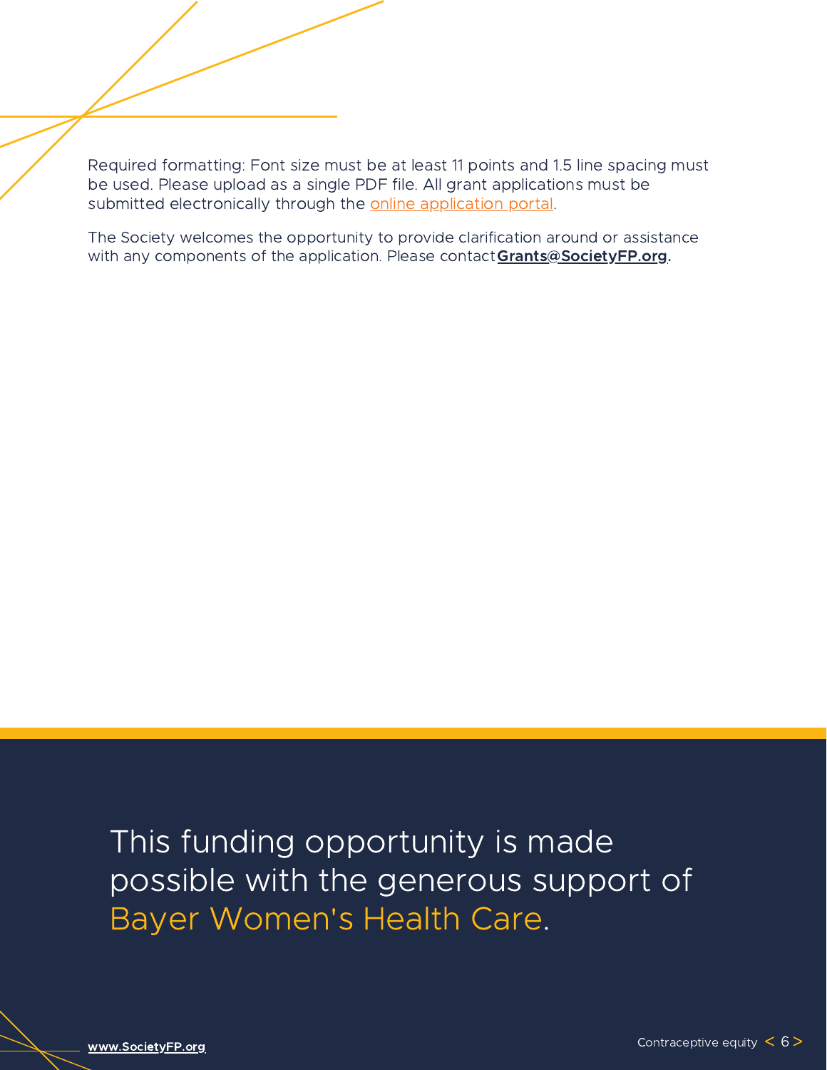Required formatting: Font size must be at least 11 points and 1.5 line spacing must be used. Please upload as a single PDF file. All grant applications must be submitted electronically through the online application portal.

The Society welcomes the opportunity to provide clarification around or assistance with any components of the application. Please contact **Grants@SocietyFP.org**.

This funding opportunity is made possible with the generous support of Bayer Women's Health Care.